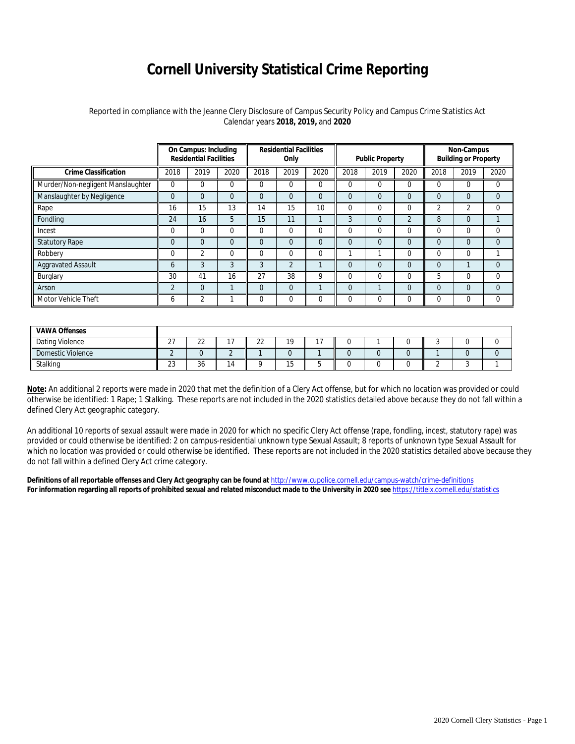# Cornell University Statistical Crime Reporting

Reported in compliance with the Jeanne Clery Disclosure of Campus Security Policy and Campus Crime Statistics Act
Calendar years **2018, 2019,** and **2020**

| | On Campus: Including Residential Facilities | | | Residential Facilities Only | | | Public Property | | | Non-Campus Building or Property | | |
|---|---|---|---|---|---|---|---|---|---|---|---|---|
| **Crime Classification** | 2018 | 2019 | 2020 | 2018 | 2019 | 2020 | 2018 | 2019 | 2020 | 2018 | 2019 | 2020 |
| Murder/Non-negligent Manslaughter | 0 | 0 | 0 | 0 | 0 | 0 | 0 | 0 | 0 | 0 | 0 | 0 |
| Manslaughter by Negligence | 0 | 0 | 0 | 0 | 0 | 0 | 0 | 0 | 0 | 0 | 0 | 0 |
| Rape | 16 | 15 | 13 | 14 | 15 | 10 | 0 | 0 | 0 | 2 | 2 | 0 |
| Fondling | 24 | 16 | 5 | 15 | 11 | 1 | 3 | 0 | 2 | 8 | 0 | 1 |
| Incest | 0 | 0 | 0 | 0 | 0 | 0 | 0 | 0 | 0 | 0 | 0 | 0 |
| Statutory Rape | 0 | 0 | 0 | 0 | 0 | 0 | 0 | 0 | 0 | 0 | 0 | 0 |
| Robbery | 0 | 2 | 0 | 0 | 0 | 0 | 1 | 1 | 0 | 0 | 0 | 1 |
| Aggravated Assault | 6 | 3 | 3 | 3 | 2 | 1 | 0 | 0 | 0 | 0 | 1 | 0 |
| Burglary | 30 | 41 | 16 | 27 | 38 | 9 | 0 | 0 | 0 | 5 | 0 | 0 |
| Arson | 2 | 0 | 1 | 0 | 0 | 1 | 0 | 1 | 0 | 0 | 0 | 0 |
| Motor Vehicle Theft | 6 | 2 | 1 | 0 | 0 | 0 | 0 | 0 | 0 | 0 | 0 | 0 |
| **VAWA Offenses** | | | | | | | | | | | | |
| Dating Violence | 27 | 22 | 17 | 22 | 19 | 17 | 0 | 1 | 0 | 3 | 0 | 0 |
| Domestic Violence | 2 | 0 | 2 | 1 | 0 | 1 | 0 | 0 | 0 | 1 | 0 | 0 |
| Stalking | 23 | 36 | 14 | 9 | 15 | 5 | 0 | 0 | 0 | 2 | 3 | 1 |

**Note:** An additional 2 reports were made in 2020 that met the definition of a Clery Act offense, but for which no location was provided or could otherwise be identified: 1 Rape; 1 Stalking. These reports are not included in the 2020 statistics detailed above because they do not fall within a defined Clery Act geographic category.

An additional 10 reports of sexual assault were made in 2020 for which no specific Clery Act offense (rape, fondling, incest, statutory rape) was provided or could otherwise be identified: 2 on campus-residential unknown type Sexual Assault; 8 reports of unknown type Sexual Assault for which no location was provided or could otherwise be identified. These reports are not included in the 2020 statistics detailed above because they do not fall within a defined Clery Act crime category.

**Definitions of all reportable offenses and Clery Act geography can be found at** http://www.cupolice.cornell.edu/campus-watch/crime-definitions
**For information regarding all reports of prohibited sexual and related misconduct made to the University in 2020 see** https://titleix.cornell.edu/statistics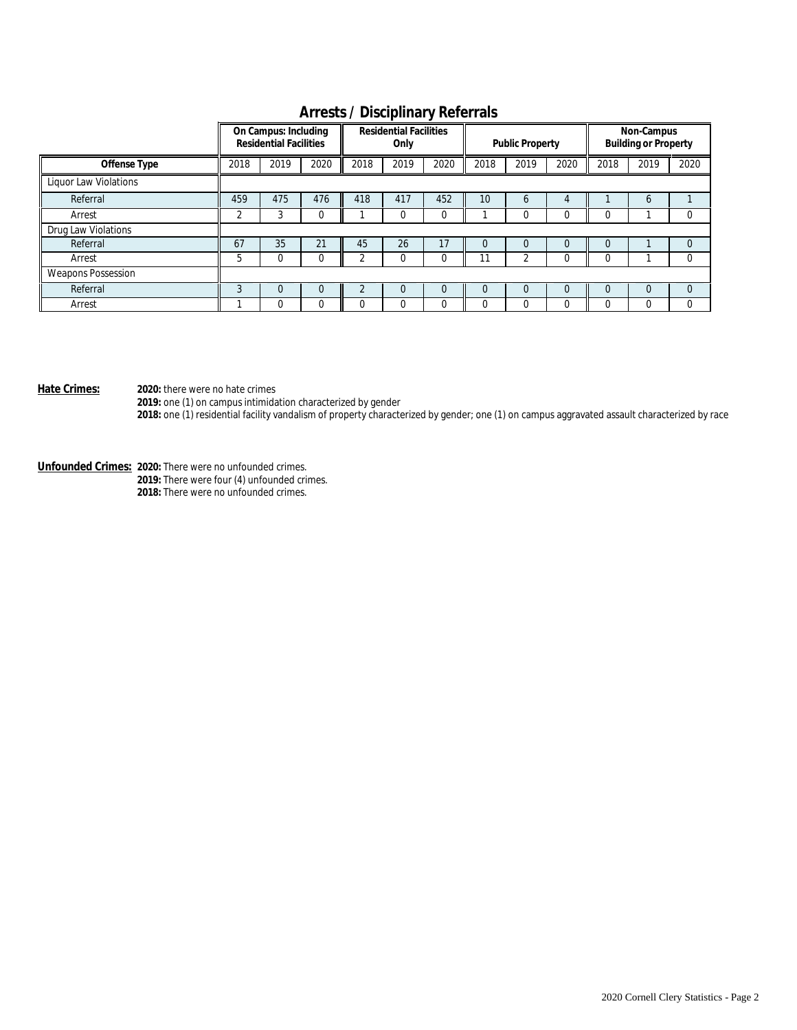## Arrests / Disciplinary Referrals

| | On Campus: Including Residential Facilities | | | Residential Facilities Only | | | Public Property | | | Non-Campus Building or Property | | |
|---|---|---|---|---|---|---|---|---|---|---|---|---|
| **Offense Type** | 2018 | 2019 | 2020 | 2018 | 2019 | 2020 | 2018 | 2019 | 2020 | 2018 | 2019 | 2020 |
| Liquor Law Violations | | | | | | | | | | | | |
| Referral | 459 | 475 | 476 | 418 | 417 | 452 | 10 | 6 | 4 | 1 | 6 | 1 |
| Arrest | 2 | 3 | 0 | 1 | 0 | 0 | 1 | 0 | 0 | 0 | 1 | 0 |
| Drug Law Violations | | | | | | | | | | | | |
| Referral | 67 | 35 | 21 | 45 | 26 | 17 | 0 | 0 | 0 | 0 | 1 | 0 |
| Arrest | 5 | 0 | 0 | 2 | 0 | 0 | 11 | 2 | 0 | 0 | 1 | 0 |
| Weapons Possession | | | | | | | | | | | | |
| Referral | 3 | 0 | 0 | 2 | 0 | 0 | 0 | 0 | 0 | 0 | 0 | 0 |
| Arrest | 1 | 0 | 0 | 0 | 0 | 0 | 0 | 0 | 0 | 0 | 0 | 0 |

**Hate Crimes:**

**2020:** there were no hate crimes
**2019:** one (1) on campus intimidation characterized by gender
**2018:** one (1) residential facility vandalism of property characterized by gender; one (1) on campus aggravated assault characterized by race

**Unfounded Crimes:**

**2020:** There were no unfounded crimes.
**2019:** There were four (4) unfounded crimes.
**2018:** There were no unfounded crimes.